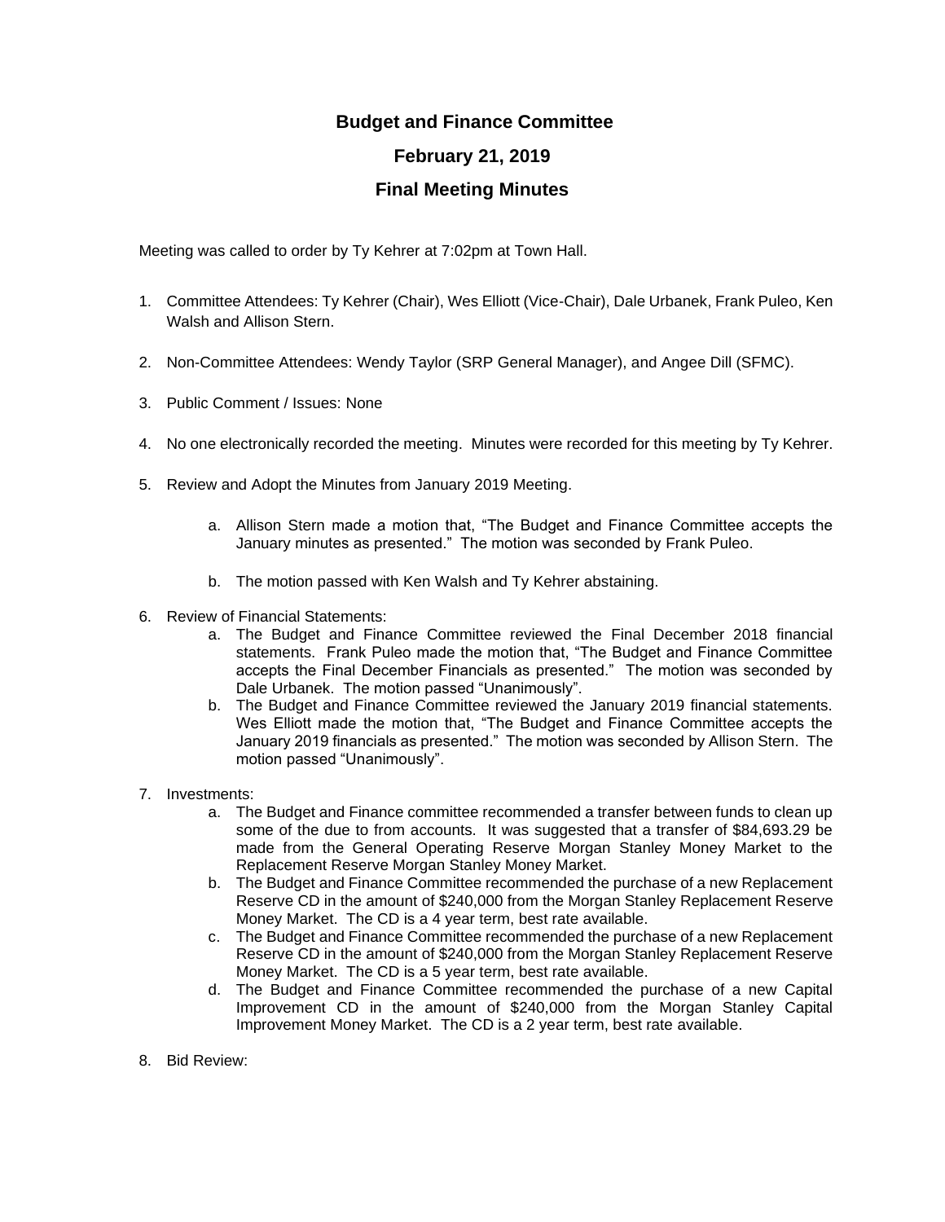# Budget and Finance Committee

## February 21, 2019

## Final Meeting Minutes

Meeting was called to order by Ty Kehrer at 7:02pm at Town Hall.

1. Committee Attendees: Ty Kehrer (Chair), Wes Elliott (Vice-Chair), Dale Urbanek, Frank Puleo, Ken Walsh and Allison Stern.

2. Non-Committee Attendees: Wendy Taylor (SRP General Manager), and Angee Dill (SFMC).

3. Public Comment / Issues: None

4. No one electronically recorded the meeting. Minutes were recorded for this meeting by Ty Kehrer.

5. Review and Adopt the Minutes from January 2019 Meeting.

   a. Allison Stern made a motion that, "The Budget and Finance Committee accepts the January minutes as presented." The motion was seconded by Frank Puleo.

   b. The motion passed with Ken Walsh and Ty Kehrer abstaining.

6. Review of Financial Statements:
   a. The Budget and Finance Committee reviewed the Final December 2018 financial statements. Frank Puleo made the motion that, "The Budget and Finance Committee accepts the Final December Financials as presented." The motion was seconded by Dale Urbanek. The motion passed "Unanimously".
   b. The Budget and Finance Committee reviewed the January 2019 financial statements. Wes Elliott made the motion that, "The Budget and Finance Committee accepts the January 2019 financials as presented." The motion was seconded by Allison Stern. The motion passed "Unanimously".

7. Investments:
   a. The Budget and Finance committee recommended a transfer between funds to clean up some of the due to from accounts. It was suggested that a transfer of $84,693.29 be made from the General Operating Reserve Morgan Stanley Money Market to the Replacement Reserve Morgan Stanley Money Market.
   b. The Budget and Finance Committee recommended the purchase of a new Replacement Reserve CD in the amount of $240,000 from the Morgan Stanley Replacement Reserve Money Market. The CD is a 4 year term, best rate available.
   c. The Budget and Finance Committee recommended the purchase of a new Replacement Reserve CD in the amount of $240,000 from the Morgan Stanley Replacement Reserve Money Market. The CD is a 5 year term, best rate available.
   d. The Budget and Finance Committee recommended the purchase of a new Capital Improvement CD in the amount of $240,000 from the Morgan Stanley Capital Improvement Money Market. The CD is a 2 year term, best rate available.

8. Bid Review: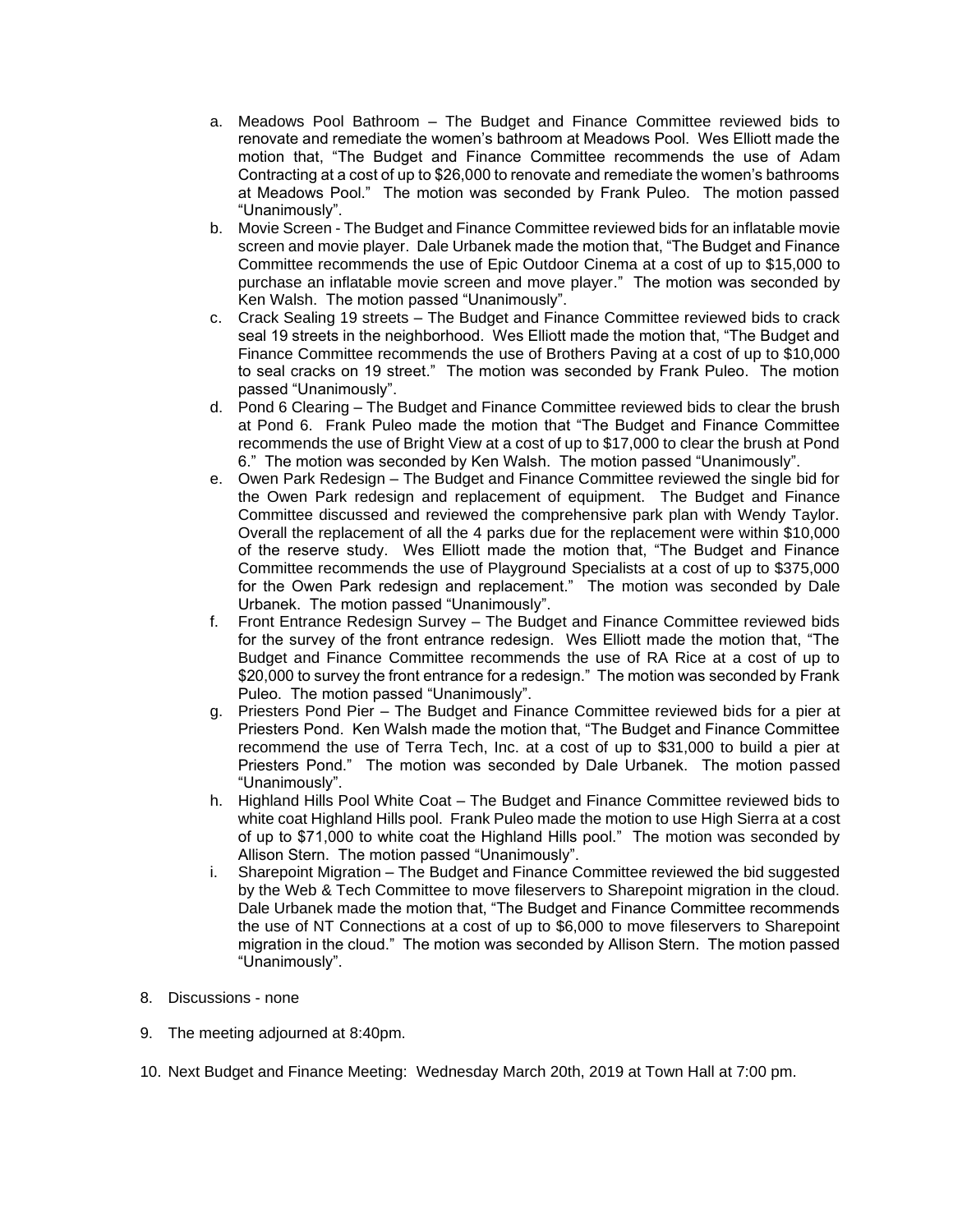a. Meadows Pool Bathroom – The Budget and Finance Committee reviewed bids to renovate and remediate the women's bathroom at Meadows Pool. Wes Elliott made the motion that, "The Budget and Finance Committee recommends the use of Adam Contracting at a cost of up to $26,000 to renovate and remediate the women's bathrooms at Meadows Pool." The motion was seconded by Frank Puleo. The motion passed "Unanimously".

b. Movie Screen - The Budget and Finance Committee reviewed bids for an inflatable movie screen and movie player. Dale Urbanek made the motion that, "The Budget and Finance Committee recommends the use of Epic Outdoor Cinema at a cost of up to $15,000 to purchase an inflatable movie screen and move player." The motion was seconded by Ken Walsh. The motion passed "Unanimously".

c. Crack Sealing 19 streets – The Budget and Finance Committee reviewed bids to crack seal 19 streets in the neighborhood. Wes Elliott made the motion that, "The Budget and Finance Committee recommends the use of Brothers Paving at a cost of up to $10,000 to seal cracks on 19 street." The motion was seconded by Frank Puleo. The motion passed "Unanimously".

d. Pond 6 Clearing – The Budget and Finance Committee reviewed bids to clear the brush at Pond 6. Frank Puleo made the motion that "The Budget and Finance Committee recommends the use of Bright View at a cost of up to $17,000 to clear the brush at Pond 6." The motion was seconded by Ken Walsh. The motion passed "Unanimously".

e. Owen Park Redesign – The Budget and Finance Committee reviewed the single bid for the Owen Park redesign and replacement of equipment. The Budget and Finance Committee discussed and reviewed the comprehensive park plan with Wendy Taylor. Overall the replacement of all the 4 parks due for the replacement were within $10,000 of the reserve study. Wes Elliott made the motion that, "The Budget and Finance Committee recommends the use of Playground Specialists at a cost of up to $375,000 for the Owen Park redesign and replacement." The motion was seconded by Dale Urbanek. The motion passed "Unanimously".

f. Front Entrance Redesign Survey – The Budget and Finance Committee reviewed bids for the survey of the front entrance redesign. Wes Elliott made the motion that, "The Budget and Finance Committee recommends the use of RA Rice at a cost of up to $20,000 to survey the front entrance for a redesign." The motion was seconded by Frank Puleo. The motion passed "Unanimously".

g. Priesters Pond Pier – The Budget and Finance Committee reviewed bids for a pier at Priesters Pond. Ken Walsh made the motion that, "The Budget and Finance Committee recommend the use of Terra Tech, Inc. at a cost of up to $31,000 to build a pier at Priesters Pond." The motion was seconded by Dale Urbanek. The motion passed "Unanimously".

h. Highland Hills Pool White Coat – The Budget and Finance Committee reviewed bids to white coat Highland Hills pool. Frank Puleo made the motion to use High Sierra at a cost of up to $71,000 to white coat the Highland Hills pool." The motion was seconded by Allison Stern. The motion passed "Unanimously".

i. Sharepoint Migration – The Budget and Finance Committee reviewed the bid suggested by the Web & Tech Committee to move fileservers to Sharepoint migration in the cloud. Dale Urbanek made the motion that, "The Budget and Finance Committee recommends the use of NT Connections at a cost of up to $6,000 to move fileservers to Sharepoint migration in the cloud." The motion was seconded by Allison Stern. The motion passed "Unanimously".

8. Discussions - none

9. The meeting adjourned at 8:40pm.

10. Next Budget and Finance Meeting: Wednesday March 20th, 2019 at Town Hall at 7:00 pm.